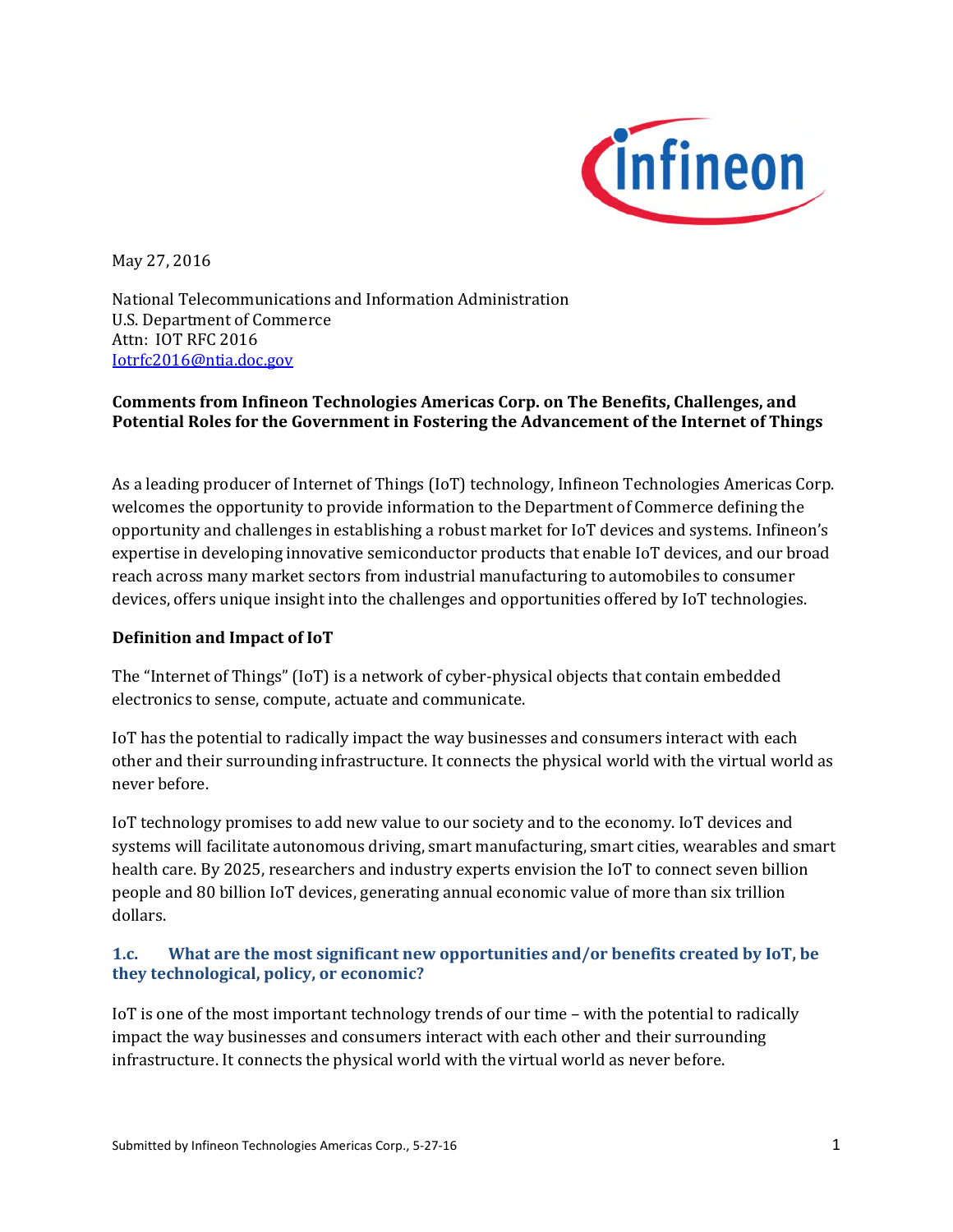May 27, 2016

National Telecommunications and Information Administration
U.S. Department of Commerce
Attn: IOT RFC 2016
Iotrfc2016@ntia.doc.gov

**Comments from Infineon Technologies Americas Corp. on The Benefits, Challenges, and Potential Roles for the Government in Fostering the Advancement of the Internet of Things**

As a leading producer of Internet of Things (IoT) technology, Infineon Technologies Americas Corp. welcomes the opportunity to provide information to the Department of Commerce defining the opportunity and challenges in establishing a robust market for IoT devices and systems. Infineon's expertise in developing innovative semiconductor products that enable IoT devices, and our broad reach across many market sectors from industrial manufacturing to automobiles to consumer devices, offers unique insight into the challenges and opportunities offered by IoT technologies.

**Definition and Impact of IoT**

The "Internet of Things" (IoT) is a network of cyber-physical objects that contain embedded electronics to sense, compute, actuate and communicate.

IoT has the potential to radically impact the way businesses and consumers interact with each other and their surrounding infrastructure. It connects the physical world with the virtual world as never before.

IoT technology promises to add new value to our society and to the economy. IoT devices and systems will facilitate autonomous driving, smart manufacturing, smart cities, wearables and smart health care. By 2025, researchers and industry experts envision the IoT to connect seven billion people and 80 billion IoT devices, generating annual economic value of more than six trillion dollars.

### 1.c. What are the most significant new opportunities and/or benefits created by IoT, be they technological, policy, or economic?

IoT is one of the most important technology trends of our time – with the potential to radically impact the way businesses and consumers interact with each other and their surrounding infrastructure. It connects the physical world with the virtual world as never before.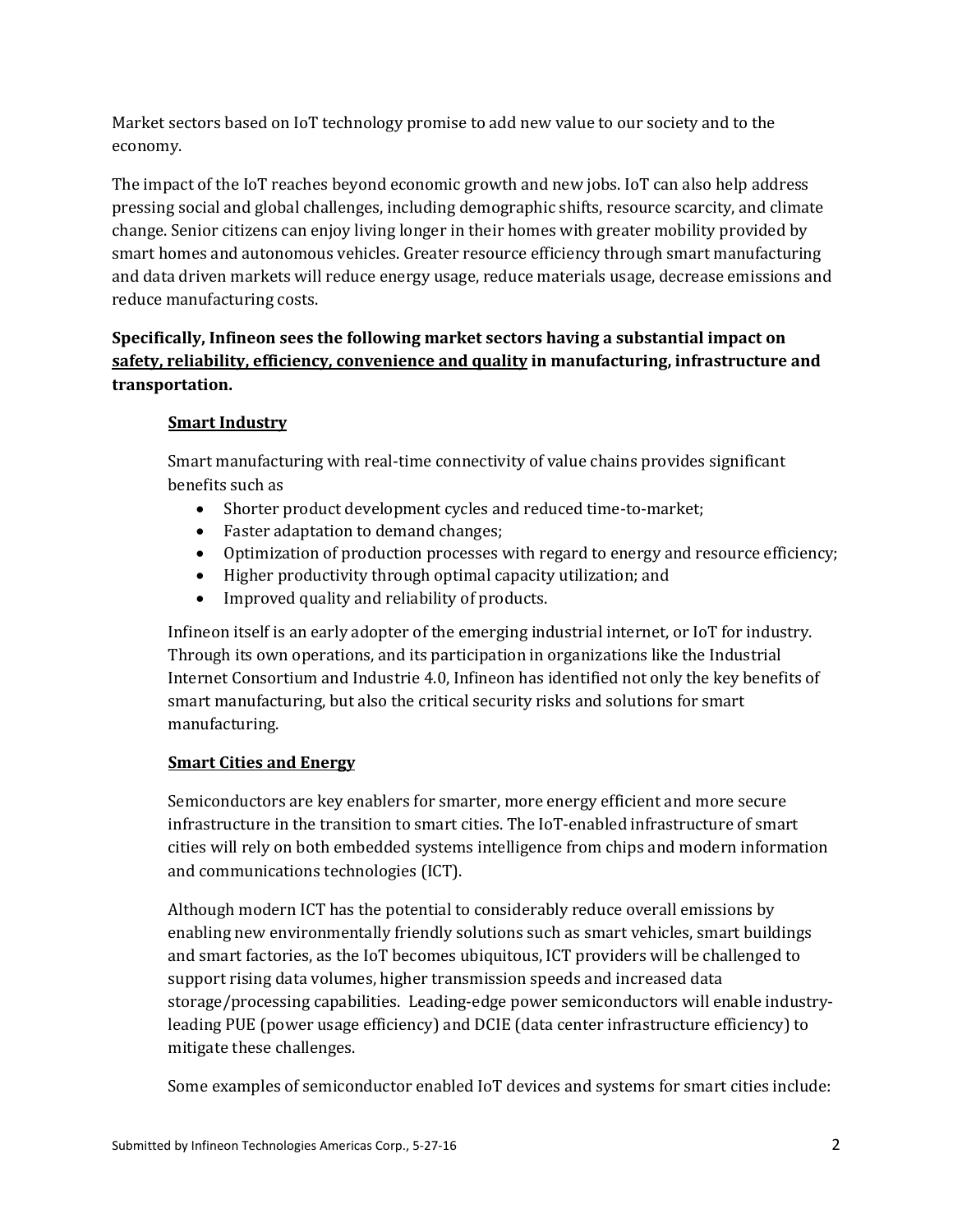Market sectors based on IoT technology promise to add new value to our society and to the economy.

The impact of the IoT reaches beyond economic growth and new jobs. IoT can also help address pressing social and global challenges, including demographic shifts, resource scarcity, and climate change. Senior citizens can enjoy living longer in their homes with greater mobility provided by smart homes and autonomous vehicles. Greater resource efficiency through smart manufacturing and data driven markets will reduce energy usage, reduce materials usage, decrease emissions and reduce manufacturing costs.

**Specifically, Infineon sees the following market sectors having a substantial impact on <u>safety, reliability, efficiency, convenience and quality</u> in manufacturing, infrastructure and transportation.**

**<u>Smart Industry</u>**

Smart manufacturing with real-time connectivity of value chains provides significant benefits such as

- Shorter product development cycles and reduced time-to-market;
- Faster adaptation to demand changes;
- Optimization of production processes with regard to energy and resource efficiency;
- Higher productivity through optimal capacity utilization; and
- Improved quality and reliability of products.

Infineon itself is an early adopter of the emerging industrial internet, or IoT for industry. Through its own operations, and its participation in organizations like the Industrial Internet Consortium and Industrie 4.0, Infineon has identified not only the key benefits of smart manufacturing, but also the critical security risks and solutions for smart manufacturing.

**<u>Smart Cities and Energy</u>**

Semiconductors are key enablers for smarter, more energy efficient and more secure infrastructure in the transition to smart cities. The IoT-enabled infrastructure of smart cities will rely on both embedded systems intelligence from chips and modern information and communications technologies (ICT).

Although modern ICT has the potential to considerably reduce overall emissions by enabling new environmentally friendly solutions such as smart vehicles, smart buildings and smart factories, as the IoT becomes ubiquitous, ICT providers will be challenged to support rising data volumes, higher transmission speeds and increased data storage/processing capabilities. Leading-edge power semiconductors will enable industry-leading PUE (power usage efficiency) and DCIE (data center infrastructure efficiency) to mitigate these challenges.

Some examples of semiconductor enabled IoT devices and systems for smart cities include: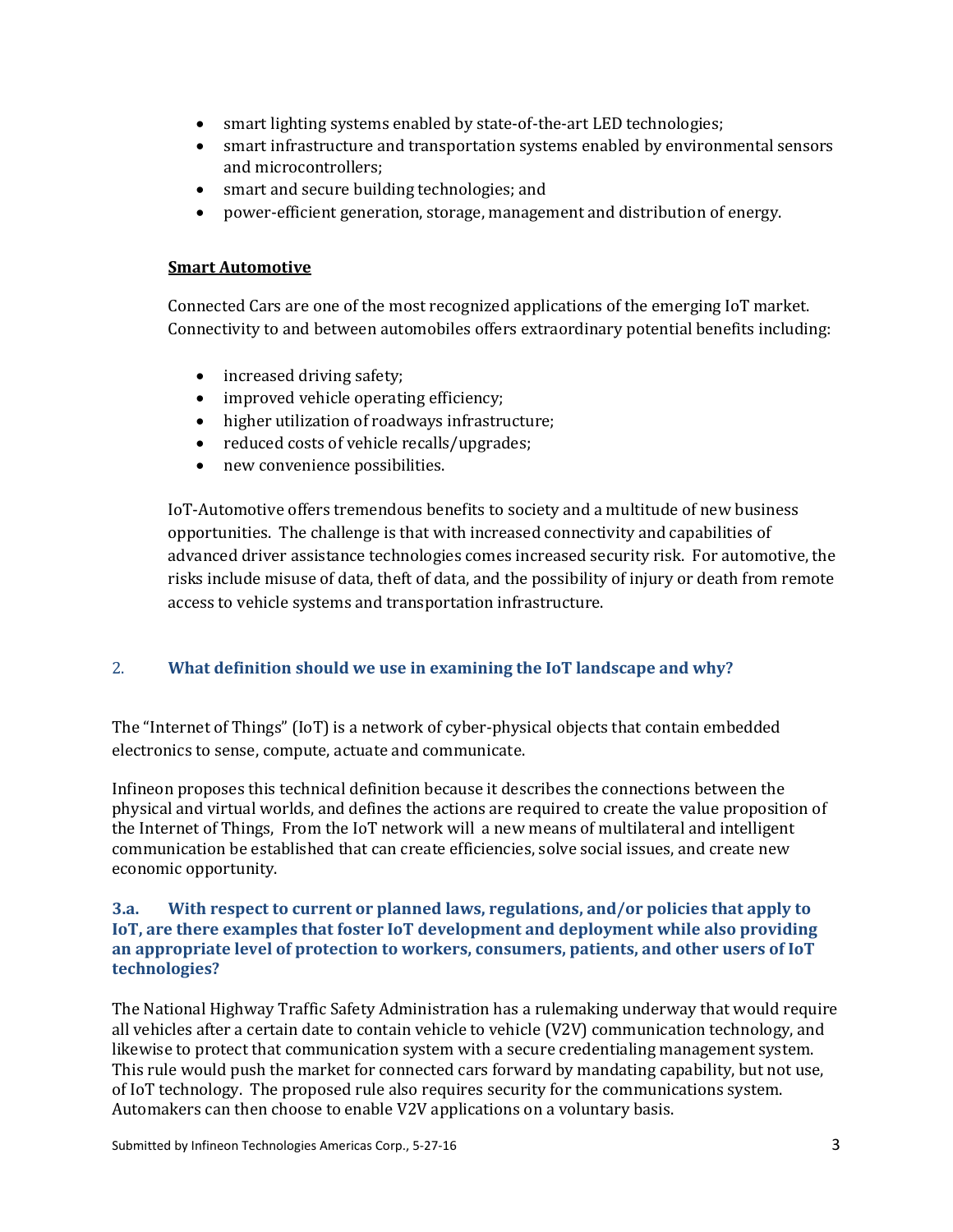- smart lighting systems enabled by state-of-the-art LED technologies;
- smart infrastructure and transportation systems enabled by environmental sensors and microcontrollers;
- smart and secure building technologies; and
- power-efficient generation, storage, management and distribution of energy.

**Smart Automotive**

Connected Cars are one of the most recognized applications of the emerging IoT market. Connectivity to and between automobiles offers extraordinary potential benefits including:

- increased driving safety;
- improved vehicle operating efficiency;
- higher utilization of roadways infrastructure;
- reduced costs of vehicle recalls/upgrades;
- new convenience possibilities.

IoT-Automotive offers tremendous benefits to society and a multitude of new business opportunities. The challenge is that with increased connectivity and capabilities of advanced driver assistance technologies comes increased security risk. For automotive, the risks include misuse of data, theft of data, and the possibility of injury or death from remote access to vehicle systems and transportation infrastructure.

## 2. What definition should we use in examining the IoT landscape and why?

The "Internet of Things" (IoT) is a network of cyber-physical objects that contain embedded electronics to sense, compute, actuate and communicate.

Infineon proposes this technical definition because it describes the connections between the physical and virtual worlds, and defines the actions are required to create the value proposition of the Internet of Things, From the IoT network will a new means of multilateral and intelligent communication be established that can create efficiencies, solve social issues, and create new economic opportunity.

## 3.a. With respect to current or planned laws, regulations, and/or policies that apply to IoT, are there examples that foster IoT development and deployment while also providing an appropriate level of protection to workers, consumers, patients, and other users of IoT technologies?

The National Highway Traffic Safety Administration has a rulemaking underway that would require all vehicles after a certain date to contain vehicle to vehicle (V2V) communication technology, and likewise to protect that communication system with a secure credentialing management system. This rule would push the market for connected cars forward by mandating capability, but not use, of IoT technology. The proposed rule also requires security for the communications system. Automakers can then choose to enable V2V applications on a voluntary basis.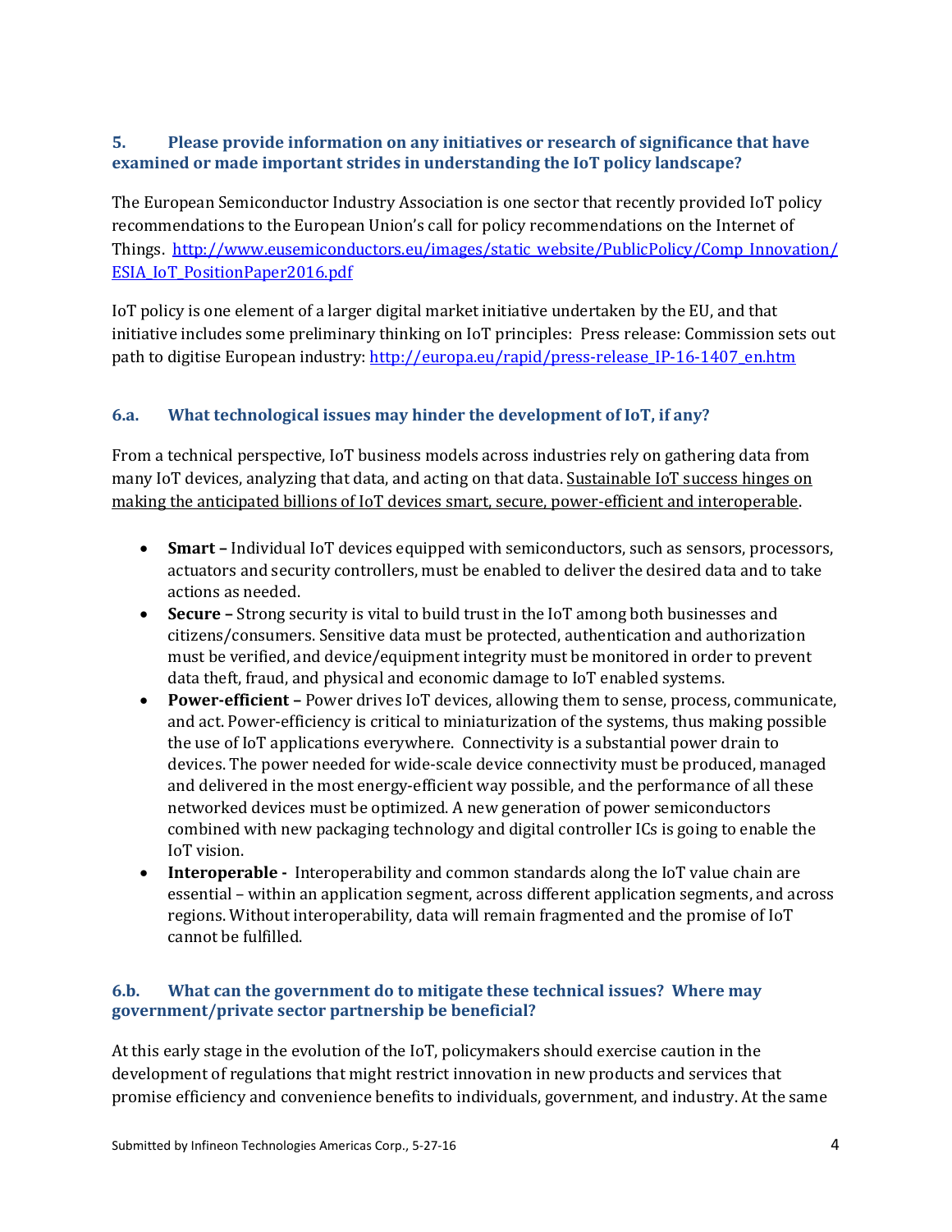### 5. Please provide information on any initiatives or research of significance that have examined or made important strides in understanding the IoT policy landscape?

The European Semiconductor Industry Association is one sector that recently provided IoT policy recommendations to the European Union's call for policy recommendations on the Internet of Things. http://www.eusemiconductors.eu/images/static_website/PublicPolicy/Comp_Innovation/ESIA_IoT_PositionPaper2016.pdf

IoT policy is one element of a larger digital market initiative undertaken by the EU, and that initiative includes some preliminary thinking on IoT principles: Press release: Commission sets out path to digitise European industry: http://europa.eu/rapid/press-release_IP-16-1407_en.htm

### 6.a. What technological issues may hinder the development of IoT, if any?

From a technical perspective, IoT business models across industries rely on gathering data from many IoT devices, analyzing that data, and acting on that data. Sustainable IoT success hinges on making the anticipated billions of IoT devices smart, secure, power-efficient and interoperable.

- **Smart –** Individual IoT devices equipped with semiconductors, such as sensors, processors, actuators and security controllers, must be enabled to deliver the desired data and to take actions as needed.
- **Secure –** Strong security is vital to build trust in the IoT among both businesses and citizens/consumers. Sensitive data must be protected, authentication and authorization must be verified, and device/equipment integrity must be monitored in order to prevent data theft, fraud, and physical and economic damage to IoT enabled systems.
- **Power-efficient –** Power drives IoT devices, allowing them to sense, process, communicate, and act. Power-efficiency is critical to miniaturization of the systems, thus making possible the use of IoT applications everywhere. Connectivity is a substantial power drain to devices. The power needed for wide-scale device connectivity must be produced, managed and delivered in the most energy-efficient way possible, and the performance of all these networked devices must be optimized. A new generation of power semiconductors combined with new packaging technology and digital controller ICs is going to enable the IoT vision.
- **Interoperable -** Interoperability and common standards along the IoT value chain are essential – within an application segment, across different application segments, and across regions. Without interoperability, data will remain fragmented and the promise of IoT cannot be fulfilled.

### 6.b. What can the government do to mitigate these technical issues? Where may government/private sector partnership be beneficial?

At this early stage in the evolution of the IoT, policymakers should exercise caution in the development of regulations that might restrict innovation in new products and services that promise efficiency and convenience benefits to individuals, government, and industry. At the same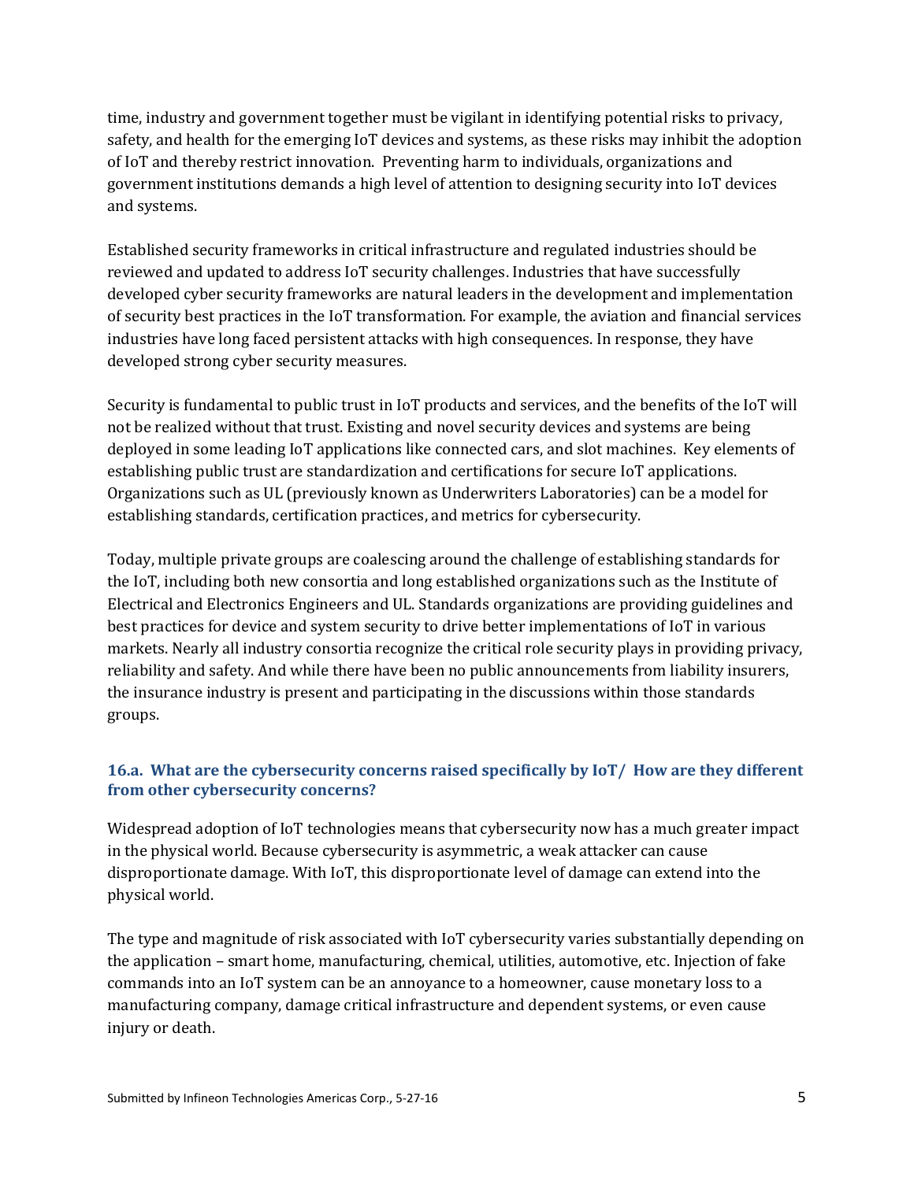time, industry and government together must be vigilant in identifying potential risks to privacy, safety, and health for the emerging IoT devices and systems, as these risks may inhibit the adoption of IoT and thereby restrict innovation. Preventing harm to individuals, organizations and government institutions demands a high level of attention to designing security into IoT devices and systems.

Established security frameworks in critical infrastructure and regulated industries should be reviewed and updated to address IoT security challenges. Industries that have successfully developed cyber security frameworks are natural leaders in the development and implementation of security best practices in the IoT transformation. For example, the aviation and financial services industries have long faced persistent attacks with high consequences. In response, they have developed strong cyber security measures.

Security is fundamental to public trust in IoT products and services, and the benefits of the IoT will not be realized without that trust. Existing and novel security devices and systems are being deployed in some leading IoT applications like connected cars, and slot machines. Key elements of establishing public trust are standardization and certifications for secure IoT applications. Organizations such as UL (previously known as Underwriters Laboratories) can be a model for establishing standards, certification practices, and metrics for cybersecurity.

Today, multiple private groups are coalescing around the challenge of establishing standards for the IoT, including both new consortia and long established organizations such as the Institute of Electrical and Electronics Engineers and UL. Standards organizations are providing guidelines and best practices for device and system security to drive better implementations of IoT in various markets. Nearly all industry consortia recognize the critical role security plays in providing privacy, reliability and safety. And while there have been no public announcements from liability insurers, the insurance industry is present and participating in the discussions within those standards groups.

### 16.a. What are the cybersecurity concerns raised specifically by IoT/ How are they different from other cybersecurity concerns?

Widespread adoption of IoT technologies means that cybersecurity now has a much greater impact in the physical world. Because cybersecurity is asymmetric, a weak attacker can cause disproportionate damage. With IoT, this disproportionate level of damage can extend into the physical world.

The type and magnitude of risk associated with IoT cybersecurity varies substantially depending on the application – smart home, manufacturing, chemical, utilities, automotive, etc. Injection of fake commands into an IoT system can be an annoyance to a homeowner, cause monetary loss to a manufacturing company, damage critical infrastructure and dependent systems, or even cause injury or death.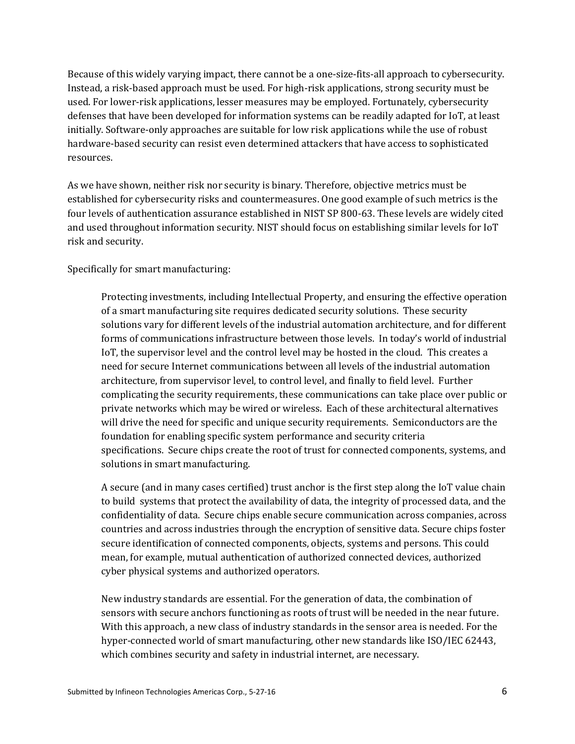Because of this widely varying impact, there cannot be a one-size-fits-all approach to cybersecurity. Instead, a risk-based approach must be used. For high-risk applications, strong security must be used. For lower-risk applications, lesser measures may be employed. Fortunately, cybersecurity defenses that have been developed for information systems can be readily adapted for IoT, at least initially. Software-only approaches are suitable for low risk applications while the use of robust hardware-based security can resist even determined attackers that have access to sophisticated resources.

As we have shown, neither risk nor security is binary. Therefore, objective metrics must be established for cybersecurity risks and countermeasures. One good example of such metrics is the four levels of authentication assurance established in NIST SP 800-63. These levels are widely cited and used throughout information security. NIST should focus on establishing similar levels for IoT risk and security.

Specifically for smart manufacturing:

> Protecting investments, including Intellectual Property, and ensuring the effective operation of a smart manufacturing site requires dedicated security solutions. These security solutions vary for different levels of the industrial automation architecture, and for different forms of communications infrastructure between those levels. In today's world of industrial IoT, the supervisor level and the control level may be hosted in the cloud. This creates a need for secure Internet communications between all levels of the industrial automation architecture, from supervisor level, to control level, and finally to field level. Further complicating the security requirements, these communications can take place over public or private networks which may be wired or wireless. Each of these architectural alternatives will drive the need for specific and unique security requirements. Semiconductors are the foundation for enabling specific system performance and security criteria specifications. Secure chips create the root of trust for connected components, systems, and solutions in smart manufacturing.
>
> A secure (and in many cases certified) trust anchor is the first step along the IoT value chain to build systems that protect the availability of data, the integrity of processed data, and the confidentiality of data. Secure chips enable secure communication across companies, across countries and across industries through the encryption of sensitive data. Secure chips foster secure identification of connected components, objects, systems and persons. This could mean, for example, mutual authentication of authorized connected devices, authorized cyber physical systems and authorized operators.
>
> New industry standards are essential. For the generation of data, the combination of sensors with secure anchors functioning as roots of trust will be needed in the near future. With this approach, a new class of industry standards in the sensor area is needed. For the hyper-connected world of smart manufacturing, other new standards like ISO/IEC 62443, which combines security and safety in industrial internet, are necessary.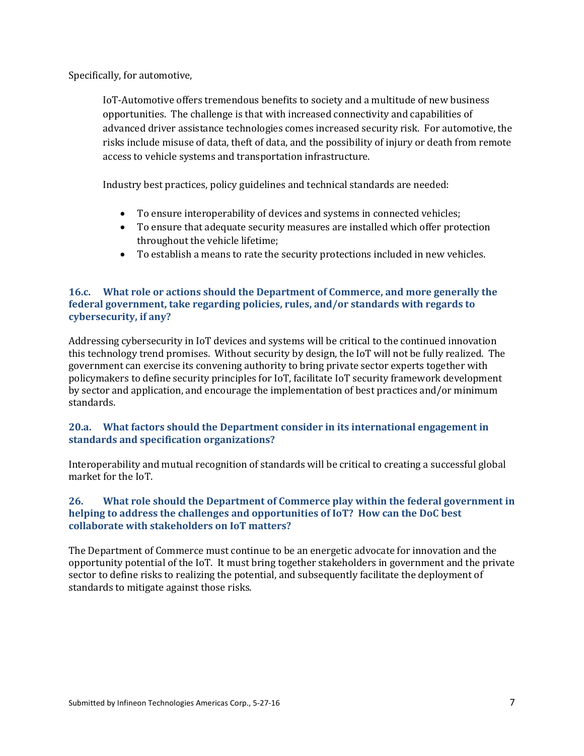Specifically, for automotive,

> IoT-Automotive offers tremendous benefits to society and a multitude of new business opportunities. The challenge is that with increased connectivity and capabilities of advanced driver assistance technologies comes increased security risk. For automotive, the risks include misuse of data, theft of data, and the possibility of injury or death from remote access to vehicle systems and transportation infrastructure.
>
> Industry best practices, policy guidelines and technical standards are needed:
>
> - To ensure interoperability of devices and systems in connected vehicles;
> - To ensure that adequate security measures are installed which offer protection throughout the vehicle lifetime;
> - To establish a means to rate the security protections included in new vehicles.

### 16.c. What role or actions should the Department of Commerce, and more generally the federal government, take regarding policies, rules, and/or standards with regards to cybersecurity, if any?

Addressing cybersecurity in IoT devices and systems will be critical to the continued innovation this technology trend promises. Without security by design, the IoT will not be fully realized. The government can exercise its convening authority to bring private sector experts together with policymakers to define security principles for IoT, facilitate IoT security framework development by sector and application, and encourage the implementation of best practices and/or minimum standards.

### 20.a. What factors should the Department consider in its international engagement in standards and specification organizations?

Interoperability and mutual recognition of standards will be critical to creating a successful global market for the IoT.

### 26. What role should the Department of Commerce play within the federal government in helping to address the challenges and opportunities of IoT? How can the DoC best collaborate with stakeholders on IoT matters?

The Department of Commerce must continue to be an energetic advocate for innovation and the opportunity potential of the IoT. It must bring together stakeholders in government and the private sector to define risks to realizing the potential, and subsequently facilitate the deployment of standards to mitigate against those risks.